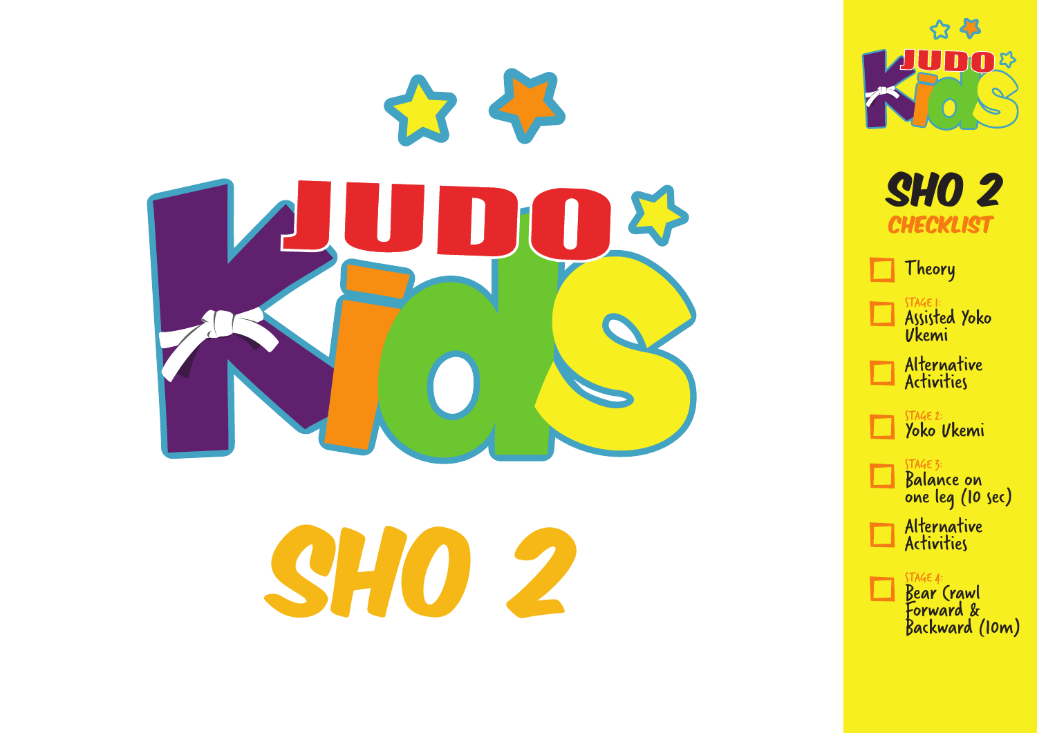# JUDO Kids

# SHO 2

## SHO 2 CHECKLIST

- [ ] Theory
- [ ] STAGE 1: Assisted Yoko Ukemi
- [ ] Alternative Activities
- [ ] STAGE 2: Yoko Ukemi
- [ ] STAGE 3: Balance on one leg (10 sec)
- [ ] Alternative Activities
- [ ] STAGE 4: Bear Crawl Forward & Backward (10m)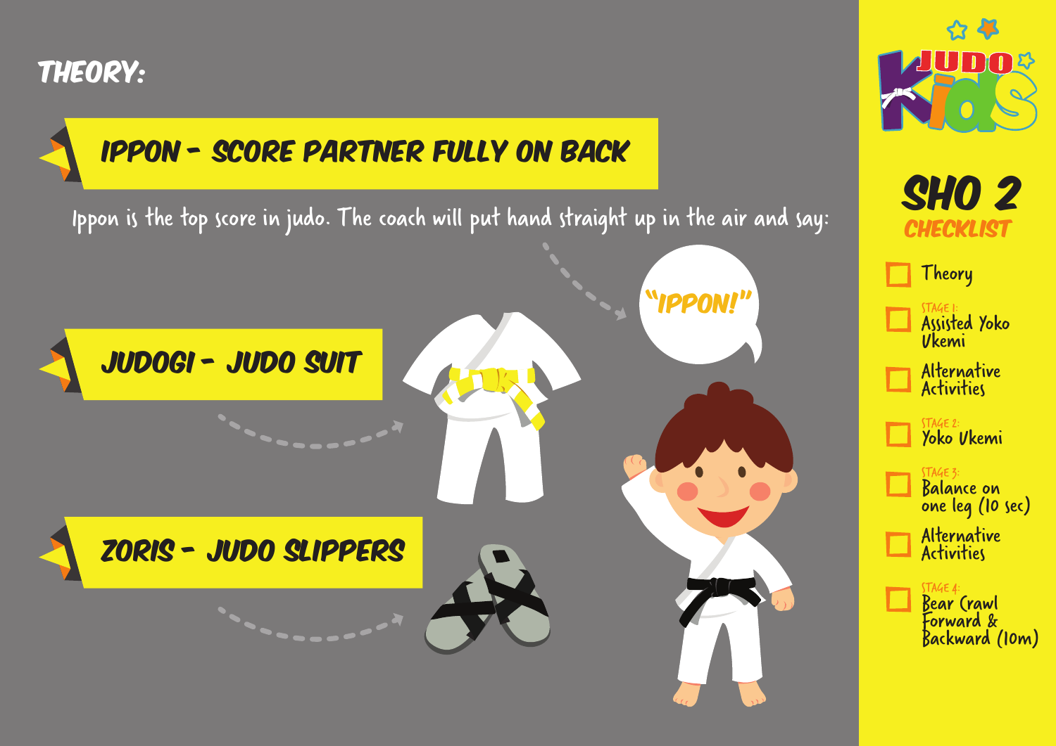# THEORY:

## IPPON - SCORE PARTNER FULLY ON BACK

Ippon is the top score in judo. The coach will put hand straight up in the air and say:

"IPPON!"

## JUDOGI - JUDO SUIT

## ZORIS - JUDO SLIPPERS

---

JUDO KIDS

# SHO 2

## CHECKLIST

- [ ] Theory
- [ ] STAGE 1: Assisted Yoko Ukemi
- [ ] Alternative Activities
- [ ] STAGE 2: Yoko Ukemi
- [ ] STAGE 3: Balance on one leg (10 sec)
- [ ] Alternative Activities
- [ ] STAGE 4: Bear Crawl Forward & Backward (10m)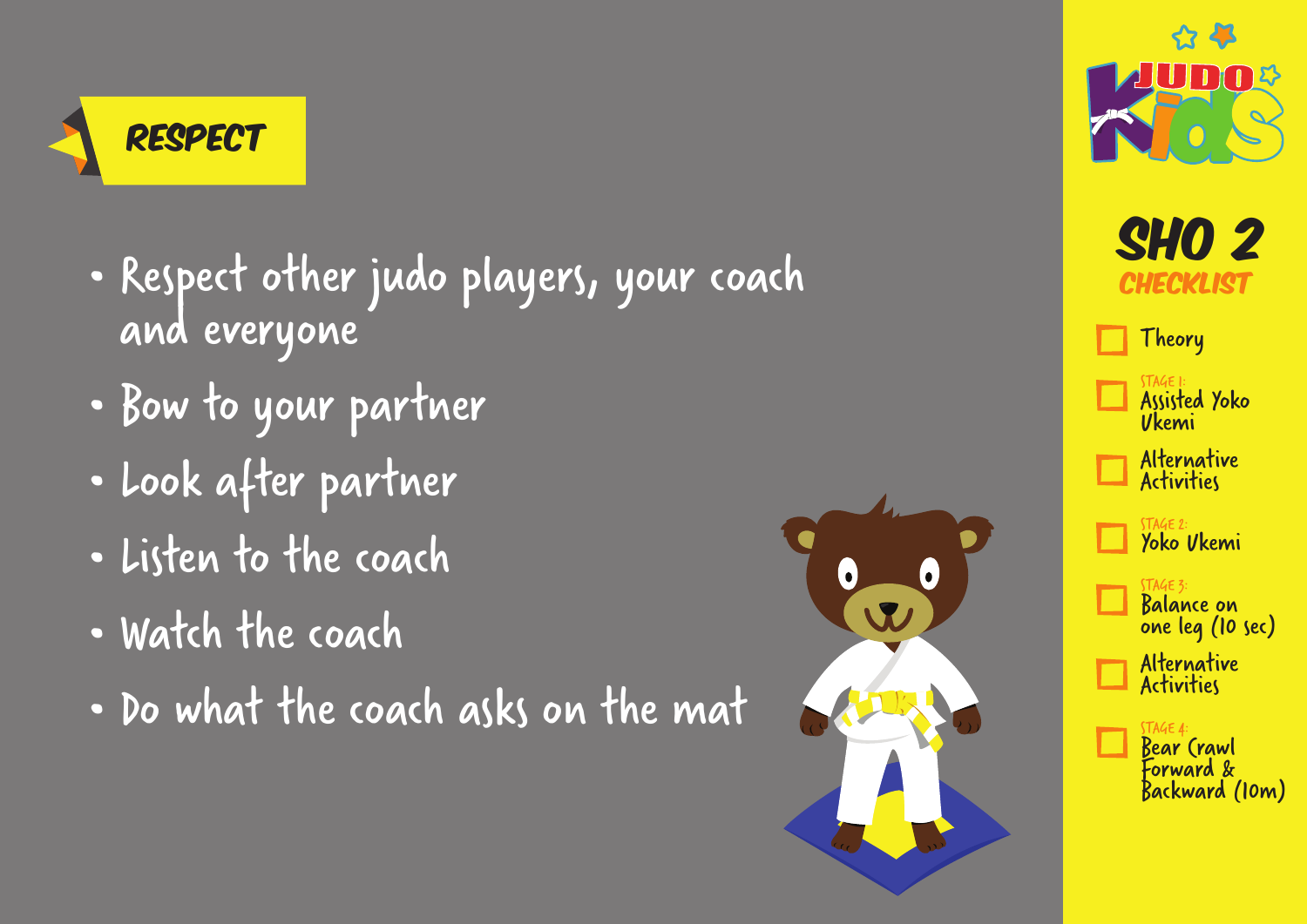## RESPECT

- Respect other judo players, your coach and everyone
- Bow to your partner
- Look after partner
- Listen to the coach
- Watch the coach
- Do what the coach asks on the mat

## SHO 2 CHECKLIST

- [ ] Theory
- [ ] STAGE 1: Assisted Yoko Ukemi
- [ ] Alternative Activities
- [ ] STAGE 2: Yoko Ukemi
- [ ] STAGE 3: Balance on one leg (10 sec)
- [ ] Alternative Activities
- [ ] STAGE 4: Bear Crawl Forward & Backward (10m)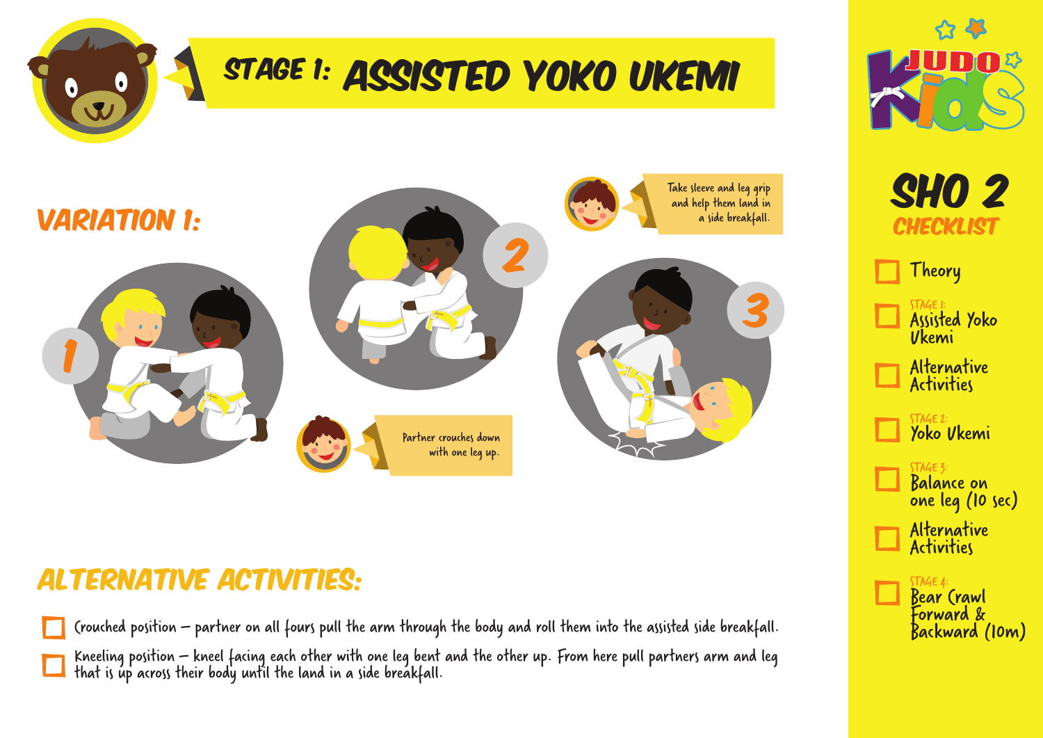# STAGE 1: ASSISTED YOKO UKEMI

## VARIATION 1:

1

2

Take sleeve and leg grip and help them land in a side breakfall.

3

Partner crouches down with one leg up.

## ALTERNATIVE ACTIVITIES:

- [ ] Crouched position – partner on all fours pull the arm through the body and roll them into the assisted side breakfall.
- [ ] Kneeling position – kneel facing each other with one leg bent and the other up. From here pull partners arm and leg that is up across their body until the land in a side breakfall.

JUDO Kids

## SHO 2 CHECKLIST

- [ ] Theory
- [ ] STAGE 1: Assisted Yoko Ukemi
- [ ] Alternative Activities
- [ ] STAGE 2: Yoko Ukemi
- [ ] STAGE 3: Balance on one leg (10 sec)
- [ ] Alternative Activities
- [ ] STAGE 4: Bear Crawl Forward & Backward (10m)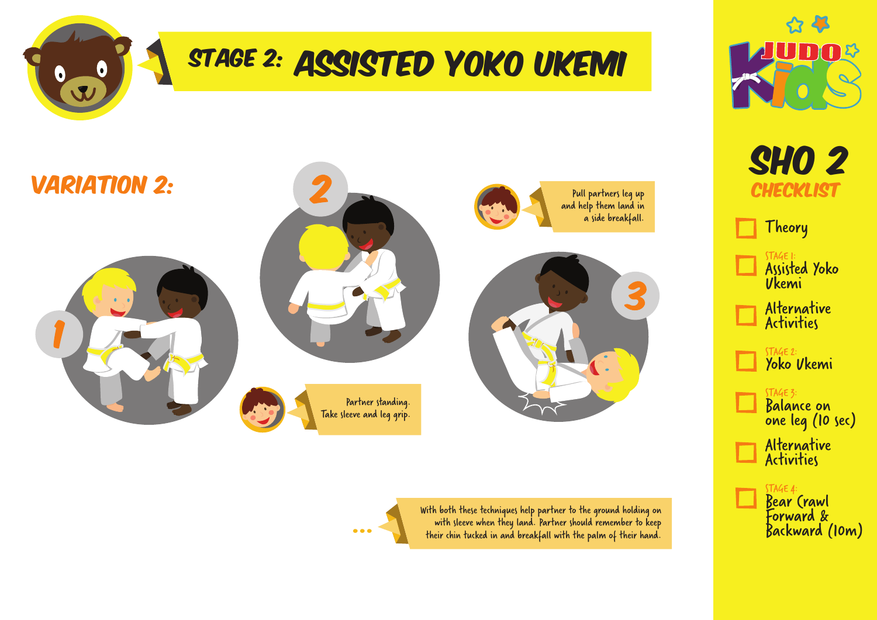# STAGE 2: ASSISTED YOKO UKEMI

## VARIATION 2:

1

Partner standing. Take sleeve and leg grip.

2

Pull partners leg up and help them land in a side breakfall.

3

With both these techniques help partner to the ground holding on with sleeve when they land. Partner should remember to keep their chin tucked in and breakfall with the palm of their hand.

## SHO 2 CHECKLIST

- ☐ Theory
- ☐ STAGE 1: Assisted Yoko Ukemi
- ☐ Alternative Activities
- ☐ STAGE 2: Yoko Ukemi
- ☐ STAGE 3: Balance on one leg (10 sec)
- ☐ Alternative Activities
- ☐ STAGE 4: Bear Crawl Forward & Backward (10m)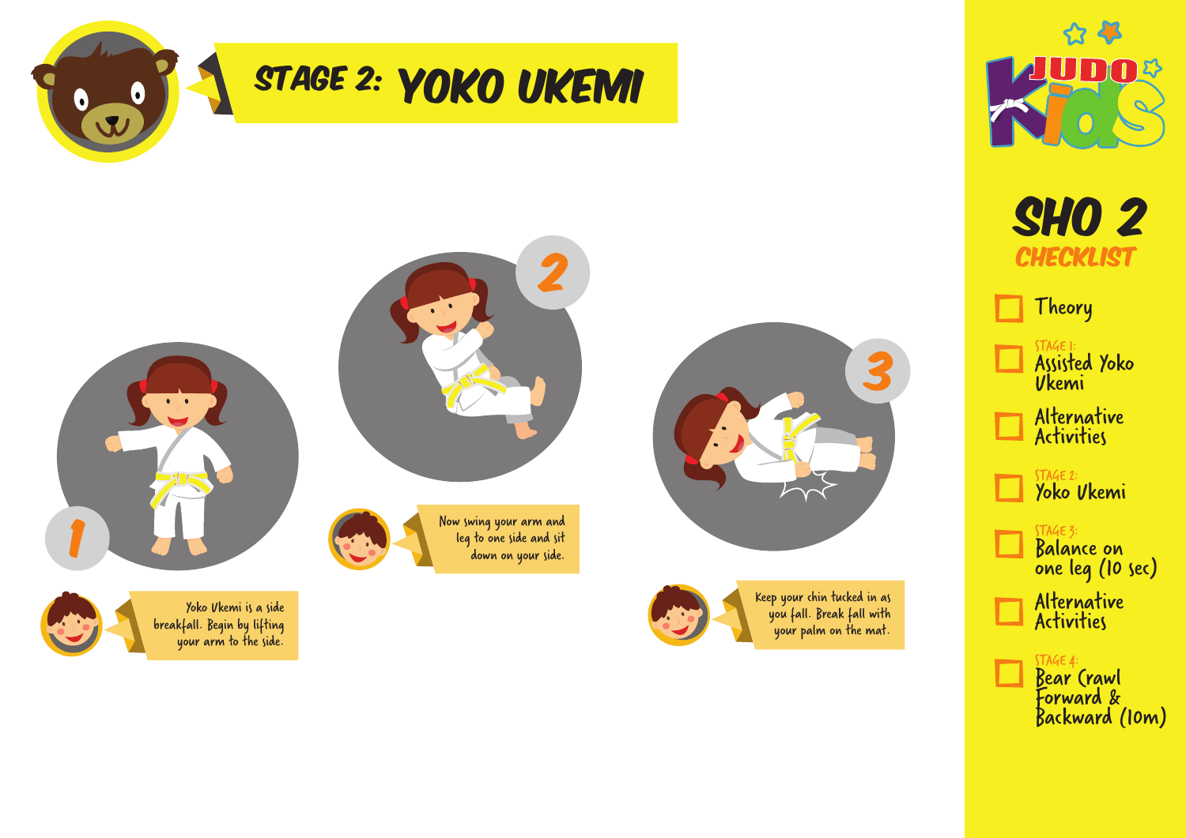# STAGE 2: YOKO UKEMI

1. Yoko Ukemi is a side breakfall. Begin by lifting your arm to the side.

2. Now swing your arm and leg to one side and sit down on your side.

3. Keep your chin tucked in as you fall. Break fall with your palm on the mat.

## SHO 2 CHECKLIST

- [ ] Theory
- [ ] STAGE 1: Assisted Yoko Ukemi
- [ ] Alternative Activities
- [ ] STAGE 2: Yoko Ukemi
- [ ] STAGE 3: Balance on one leg (10 sec)
- [ ] Alternative Activities
- [ ] STAGE 4: Bear Crawl Forward & Backward (10m)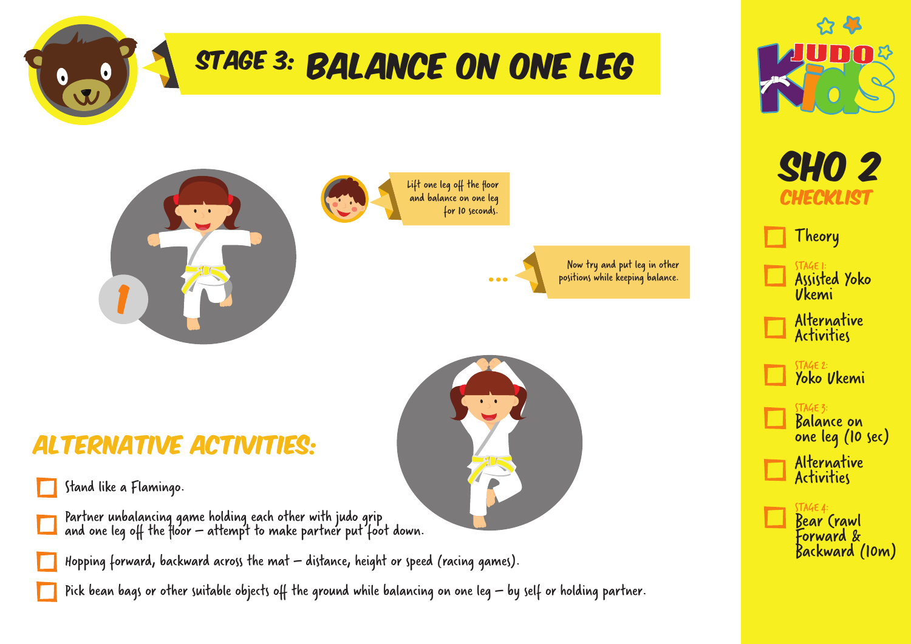# STAGE 3: BALANCE ON ONE LEG

1

Lift one leg off the floor and balance on one leg for 10 seconds.

Now try and put leg in other positions while keeping balance.

## ALTERNATIVE ACTIVITIES:

- [ ] Stand like a Flamingo.
- [ ] Partner unbalancing game holding each other with judo grip and one leg off the floor – attempt to make partner put foot down.
- [ ] Hopping forward, backward across the mat – distance, height or speed (racing games).
- [ ] Pick bean bags or other suitable objects off the ground while balancing on one leg – by self or holding partner.

JUDO Kids

## SHO 2 CHECKLIST

- [ ] Theory
- [ ] STAGE 1: Assisted Yoko Ukemi
- [ ] Alternative Activities
- [ ] STAGE 2: Yoko Ukemi
- [ ] STAGE 3: Balance on one leg (10 sec)
- [ ] Alternative Activities
- [ ] STAGE 4: Bear Crawl Forward & Backward (10m)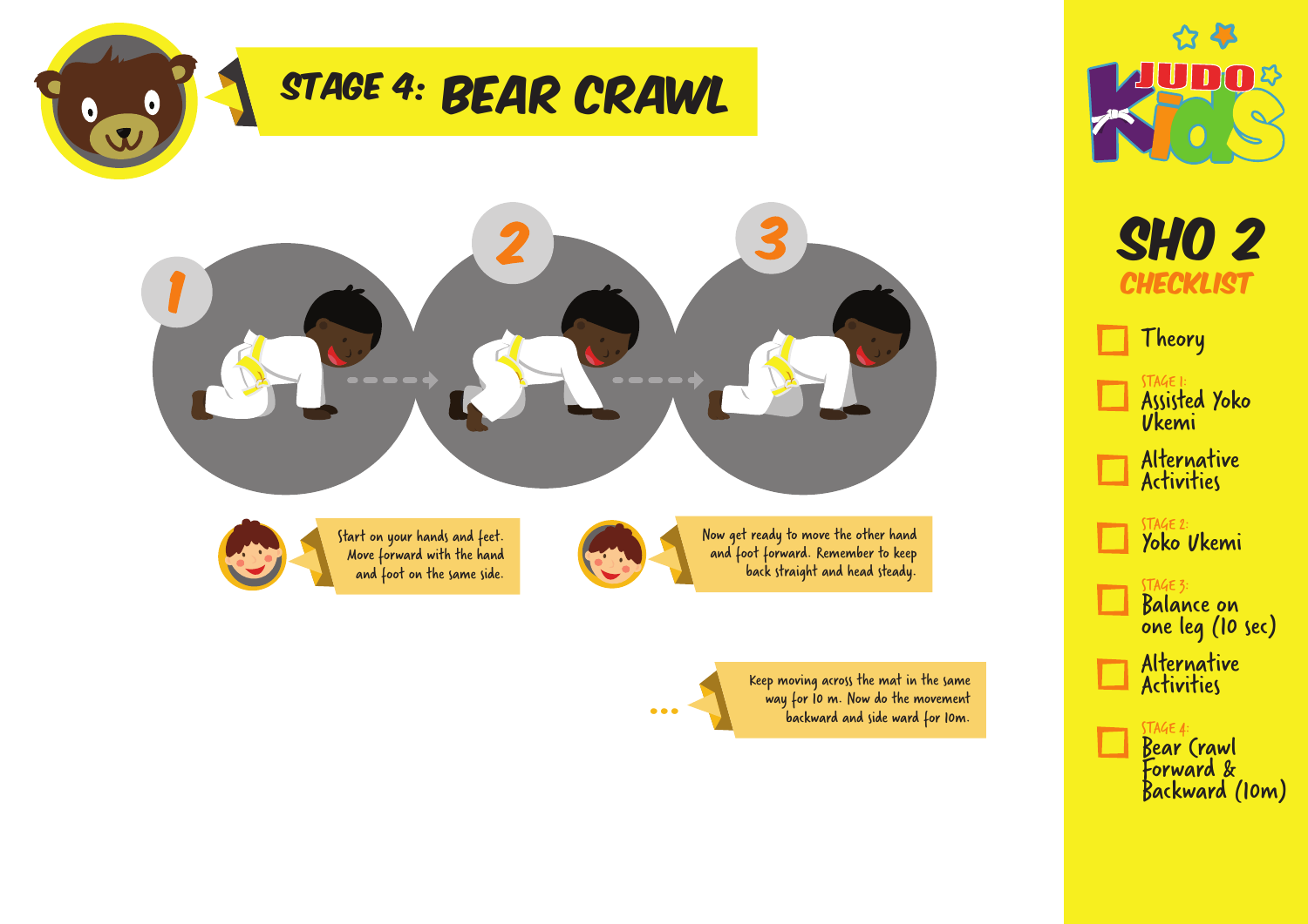# STAGE 4: BEAR CRAWL

1

2

3

Start on your hands and feet. Move forward with the hand and foot on the same side.

Now get ready to move the other hand and foot forward. Remember to keep back straight and head steady.

Keep moving across the mat in the same way for 10 m. Now do the movement backward and side ward for 10m.

JUDO Kids

## SHO 2 CHECKLIST

- [ ] Theory
- [ ] STAGE 1: Assisted Yoko Ukemi
- [ ] Alternative Activities
- [ ] STAGE 2: Yoko Ukemi
- [ ] STAGE 3: Balance on one leg (10 sec)
- [ ] Alternative Activities
- [ ] STAGE 4: Bear Crawl Forward & Backward (10m)